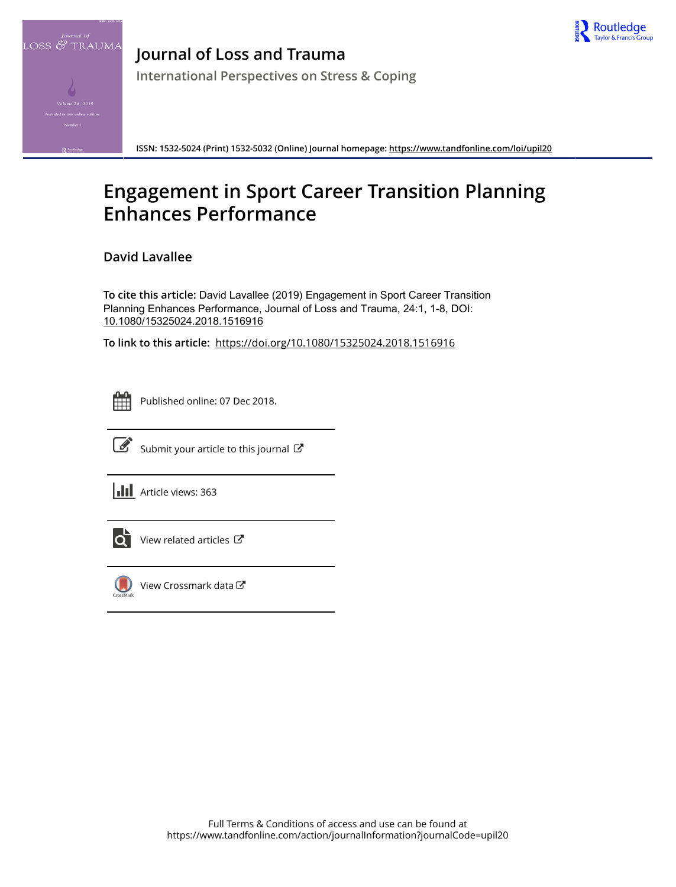# Journal of Loss and Trauma

International Perspectives on Stress & Coping

ISSN: 1532-5024 (Print) 1532-5032 (Online) Journal homepage: https://www.tandfonline.com/loi/upil20

# Engagement in Sport Career Transition Planning Enhances Performance

**David Lavallee**

**To cite this article:** David Lavallee (2019) Engagement in Sport Career Transition Planning Enhances Performance, Journal of Loss and Trauma, 24:1, 1-8, DOI: 10.1080/15325024.2018.1516916

**To link to this article:** https://doi.org/10.1080/15325024.2018.1516916

Published online: 07 Dec 2018.

Submit your article to this journal

Article views: 363

View related articles

View Crossmark data

Full Terms & Conditions of access and use can be found at https://www.tandfonline.com/action/journalInformation?journalCode=upil20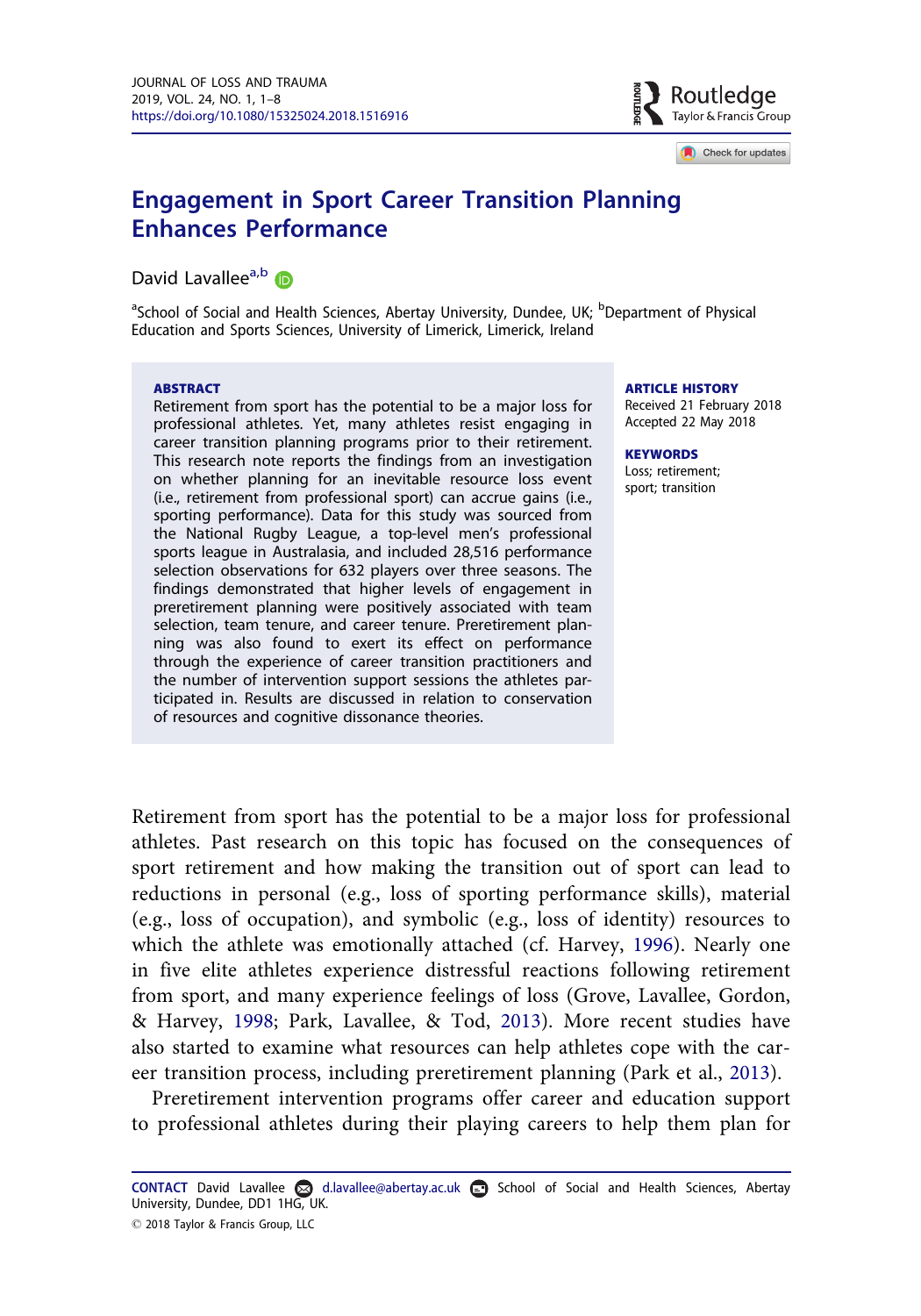JOURNAL OF LOSS AND TRAUMA
2019, VOL. 24, NO. 1, 1–8
https://doi.org/10.1080/15325024.2018.1516916

# Engagement in Sport Career Transition Planning Enhances Performance

David Lavallee[a,b]

[a]School of Social and Health Sciences, Abertay University, Dundee, UK; [b]Department of Physical Education and Sports Sciences, University of Limerick, Limerick, Ireland

**ABSTRACT**

Retirement from sport has the potential to be a major loss for professional athletes. Yet, many athletes resist engaging in career transition planning programs prior to their retirement. This research note reports the findings from an investigation on whether planning for an inevitable resource loss event (i.e., retirement from professional sport) can accrue gains (i.e., sporting performance). Data for this study was sourced from the National Rugby League, a top-level men's professional sports league in Australasia, and included 28,516 performance selection observations for 632 players over three seasons. The findings demonstrated that higher levels of engagement in preretirement planning were positively associated with team selection, team tenure, and career tenure. Preretirement planning was also found to exert its effect on performance through the experience of career transition practitioners and the number of intervention support sessions the athletes participated in. Results are discussed in relation to conservation of resources and cognitive dissonance theories.

**ARTICLE HISTORY**
Received 21 February 2018
Accepted 22 May 2018

**KEYWORDS**
Loss; retirement; sport; transition

Retirement from sport has the potential to be a major loss for professional athletes. Past research on this topic has focused on the consequences of sport retirement and how making the transition out of sport can lead to reductions in personal (e.g., loss of sporting performance skills), material (e.g., loss of occupation), and symbolic (e.g., loss of identity) resources to which the athlete was emotionally attached (cf. Harvey, 1996). Nearly one in five elite athletes experience distressful reactions following retirement from sport, and many experience feelings of loss (Grove, Lavallee, Gordon, & Harvey, 1998; Park, Lavallee, & Tod, 2013). More recent studies have also started to examine what resources can help athletes cope with the career transition process, including preretirement planning (Park et al., 2013).

Preretirement intervention programs offer career and education support to professional athletes during their playing careers to help them plan for

**CONTACT** David Lavallee d.lavallee@abertay.ac.uk School of Social and Health Sciences, Abertay University, Dundee, DD1 1HG, UK.

© 2018 Taylor & Francis Group, LLC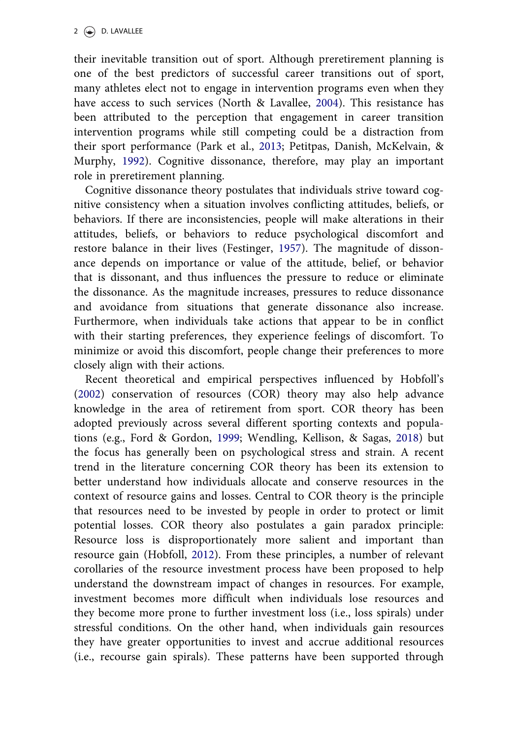their inevitable transition out of sport. Although preretirement planning is one of the best predictors of successful career transitions out of sport, many athletes elect not to engage in intervention programs even when they have access to such services (North & Lavallee, 2004). This resistance has been attributed to the perception that engagement in career transition intervention programs while still competing could be a distraction from their sport performance (Park et al., 2013; Petitpas, Danish, McKelvain, & Murphy, 1992). Cognitive dissonance, therefore, may play an important role in preretirement planning.

Cognitive dissonance theory postulates that individuals strive toward cognitive consistency when a situation involves conflicting attitudes, beliefs, or behaviors. If there are inconsistencies, people will make alterations in their attitudes, beliefs, or behaviors to reduce psychological discomfort and restore balance in their lives (Festinger, 1957). The magnitude of dissonance depends on importance or value of the attitude, belief, or behavior that is dissonant, and thus influences the pressure to reduce or eliminate the dissonance. As the magnitude increases, pressures to reduce dissonance and avoidance from situations that generate dissonance also increase. Furthermore, when individuals take actions that appear to be in conflict with their starting preferences, they experience feelings of discomfort. To minimize or avoid this discomfort, people change their preferences to more closely align with their actions.

Recent theoretical and empirical perspectives influenced by Hobfoll's (2002) conservation of resources (COR) theory may also help advance knowledge in the area of retirement from sport. COR theory has been adopted previously across several different sporting contexts and populations (e.g., Ford & Gordon, 1999; Wendling, Kellison, & Sagas, 2018) but the focus has generally been on psychological stress and strain. A recent trend in the literature concerning COR theory has been its extension to better understand how individuals allocate and conserve resources in the context of resource gains and losses. Central to COR theory is the principle that resources need to be invested by people in order to protect or limit potential losses. COR theory also postulates a gain paradox principle: Resource loss is disproportionately more salient and important than resource gain (Hobfoll, 2012). From these principles, a number of relevant corollaries of the resource investment process have been proposed to help understand the downstream impact of changes in resources. For example, investment becomes more difficult when individuals lose resources and they become more prone to further investment loss (i.e., loss spirals) under stressful conditions. On the other hand, when individuals gain resources they have greater opportunities to invest and accrue additional resources (i.e., recourse gain spirals). These patterns have been supported through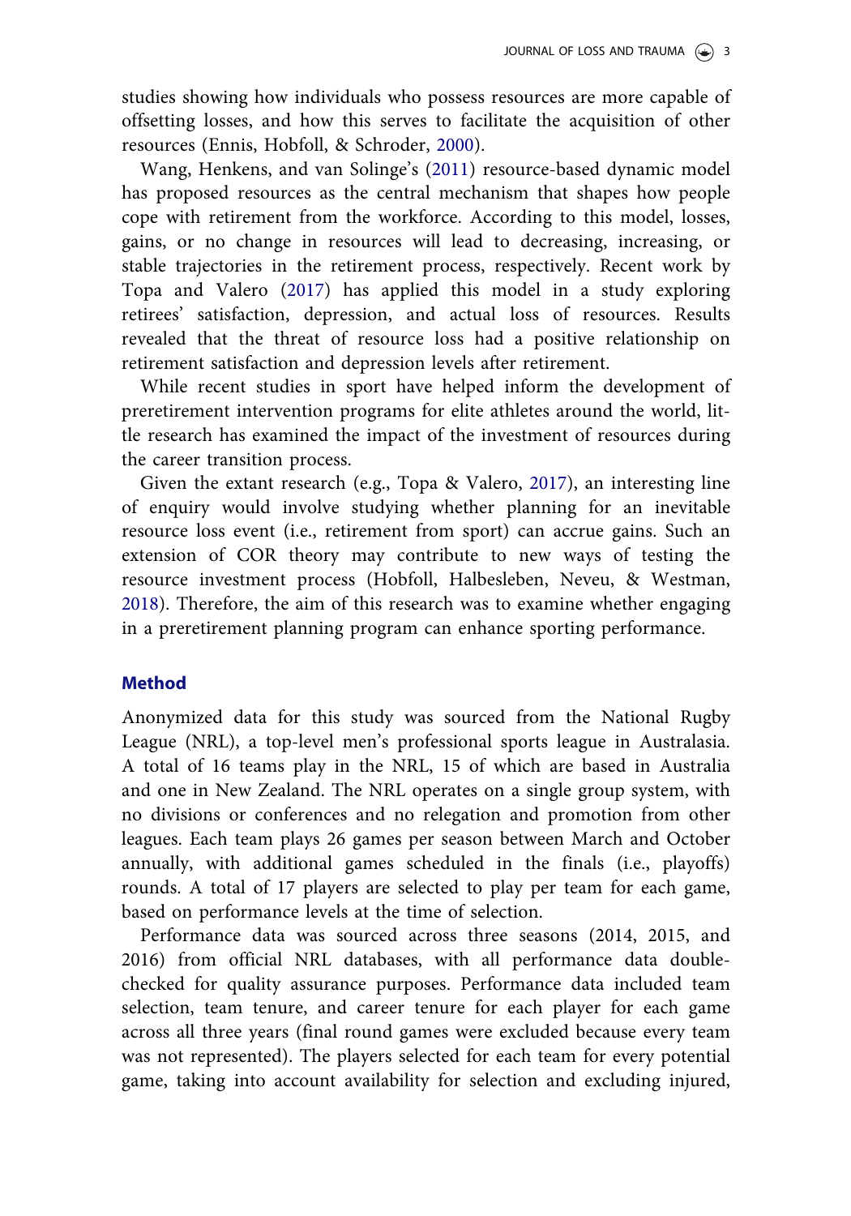studies showing how individuals who possess resources are more capable of offsetting losses, and how this serves to facilitate the acquisition of other resources (Ennis, Hobfoll, & Schroder, 2000).

Wang, Henkens, and van Solinge's (2011) resource-based dynamic model has proposed resources as the central mechanism that shapes how people cope with retirement from the workforce. According to this model, losses, gains, or no change in resources will lead to decreasing, increasing, or stable trajectories in the retirement process, respectively. Recent work by Topa and Valero (2017) has applied this model in a study exploring retirees' satisfaction, depression, and actual loss of resources. Results revealed that the threat of resource loss had a positive relationship on retirement satisfaction and depression levels after retirement.

While recent studies in sport have helped inform the development of preretirement intervention programs for elite athletes around the world, little research has examined the impact of the investment of resources during the career transition process.

Given the extant research (e.g., Topa & Valero, 2017), an interesting line of enquiry would involve studying whether planning for an inevitable resource loss event (i.e., retirement from sport) can accrue gains. Such an extension of COR theory may contribute to new ways of testing the resource investment process (Hobfoll, Halbesleben, Neveu, & Westman, 2018). Therefore, the aim of this research was to examine whether engaging in a preretirement planning program can enhance sporting performance.

## Method

Anonymized data for this study was sourced from the National Rugby League (NRL), a top-level men's professional sports league in Australasia. A total of 16 teams play in the NRL, 15 of which are based in Australia and one in New Zealand. The NRL operates on a single group system, with no divisions or conferences and no relegation and promotion from other leagues. Each team plays 26 games per season between March and October annually, with additional games scheduled in the finals (i.e., playoffs) rounds. A total of 17 players are selected to play per team for each game, based on performance levels at the time of selection.

Performance data was sourced across three seasons (2014, 2015, and 2016) from official NRL databases, with all performance data double-checked for quality assurance purposes. Performance data included team selection, team tenure, and career tenure for each player for each game across all three years (final round games were excluded because every team was not represented). The players selected for each team for every potential game, taking into account availability for selection and excluding injured,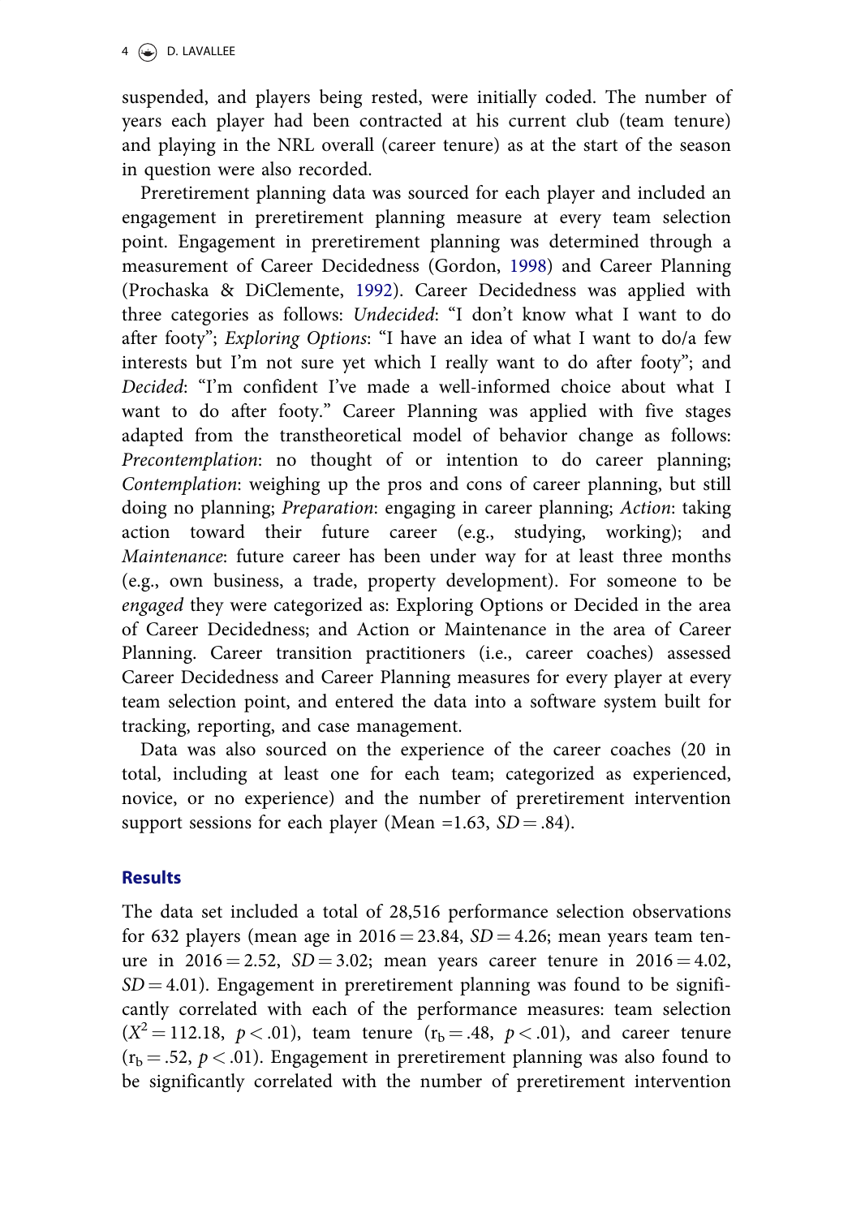suspended, and players being rested, were initially coded. The number of years each player had been contracted at his current club (team tenure) and playing in the NRL overall (career tenure) as at the start of the season in question were also recorded.

Preretirement planning data was sourced for each player and included an engagement in preretirement planning measure at every team selection point. Engagement in preretirement planning was determined through a measurement of Career Decidedness (Gordon, 1998) and Career Planning (Prochaska & DiClemente, 1992). Career Decidedness was applied with three categories as follows: *Undecided*: "I don't know what I want to do after footy"; *Exploring Options*: "I have an idea of what I want to do/a few interests but I'm not sure yet which I really want to do after footy"; and *Decided*: "I'm confident I've made a well-informed choice about what I want to do after footy." Career Planning was applied with five stages adapted from the transtheoretical model of behavior change as follows: *Precontemplation*: no thought of or intention to do career planning; *Contemplation*: weighing up the pros and cons of career planning, but still doing no planning; *Preparation*: engaging in career planning; *Action*: taking action toward their future career (e.g., studying, working); and *Maintenance*: future career has been under way for at least three months (e.g., own business, a trade, property development). For someone to be *engaged* they were categorized as: Exploring Options or Decided in the area of Career Decidedness; and Action or Maintenance in the area of Career Planning. Career transition practitioners (i.e., career coaches) assessed Career Decidedness and Career Planning measures for every player at every team selection point, and entered the data into a software system built for tracking, reporting, and case management.

Data was also sourced on the experience of the career coaches (20 in total, including at least one for each team; categorized as experienced, novice, or no experience) and the number of preretirement intervention support sessions for each player (Mean =1.63, $SD = .84$).

## Results

The data set included a total of 28,516 performance selection observations for 632 players (mean age in 2016 = 23.84, $SD = 4.26$; mean years team tenure in 2016 = 2.52, $SD = 3.02$; mean years career tenure in 2016 = 4.02, $SD = 4.01$). Engagement in preretirement planning was found to be significantly correlated with each of the performance measures: team selection ($X^2 = 112.18$, $p < .01$), team tenure ($r_b = .48$, $p < .01$), and career tenure ($r_b = .52$, $p < .01$). Engagement in preretirement planning was also found to be significantly correlated with the number of preretirement intervention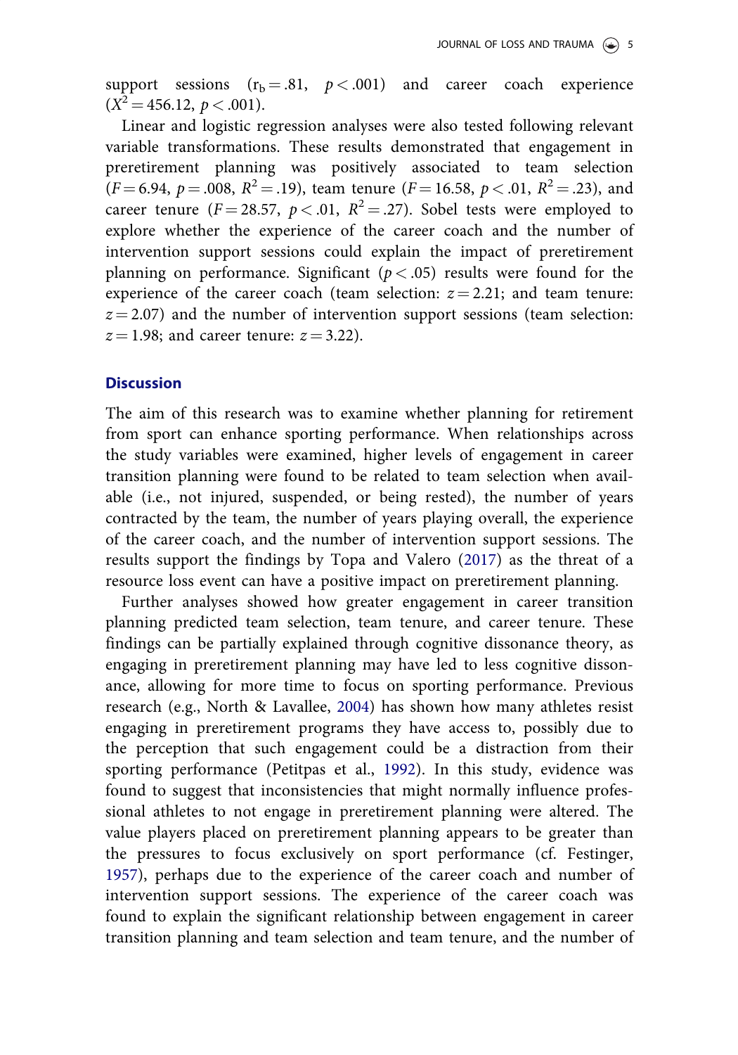support sessions ($r_b = .81$, $p < .001$) and career coach experience ($X^2 = 456.12$, $p < .001$).

Linear and logistic regression analyses were also tested following relevant variable transformations. These results demonstrated that engagement in preretirement planning was positively associated to team selection ($F = 6.94$, $p = .008$, $R^2 = .19$), team tenure ($F = 16.58$, $p < .01$, $R^2 = .23$), and career tenure ($F = 28.57$, $p < .01$, $R^2 = .27$). Sobel tests were employed to explore whether the experience of the career coach and the number of intervention support sessions could explain the impact of preretirement planning on performance. Significant ($p < .05$) results were found for the experience of the career coach (team selection: $z = 2.21$; and team tenure: $z = 2.07$) and the number of intervention support sessions (team selection: $z = 1.98$; and career tenure: $z = 3.22$).

## Discussion

The aim of this research was to examine whether planning for retirement from sport can enhance sporting performance. When relationships across the study variables were examined, higher levels of engagement in career transition planning were found to be related to team selection when available (i.e., not injured, suspended, or being rested), the number of years contracted by the team, the number of years playing overall, the experience of the career coach, and the number of intervention support sessions. The results support the findings by Topa and Valero (2017) as the threat of a resource loss event can have a positive impact on preretirement planning.

Further analyses showed how greater engagement in career transition planning predicted team selection, team tenure, and career tenure. These findings can be partially explained through cognitive dissonance theory, as engaging in preretirement planning may have led to less cognitive dissonance, allowing for more time to focus on sporting performance. Previous research (e.g., North & Lavallee, 2004) has shown how many athletes resist engaging in preretirement programs they have access to, possibly due to the perception that such engagement could be a distraction from their sporting performance (Petitpas et al., 1992). In this study, evidence was found to suggest that inconsistencies that might normally influence professional athletes to not engage in preretirement planning were altered. The value players placed on preretirement planning appears to be greater than the pressures to focus exclusively on sport performance (cf. Festinger, 1957), perhaps due to the experience of the career coach and number of intervention support sessions. The experience of the career coach was found to explain the significant relationship between engagement in career transition planning and team selection and team tenure, and the number of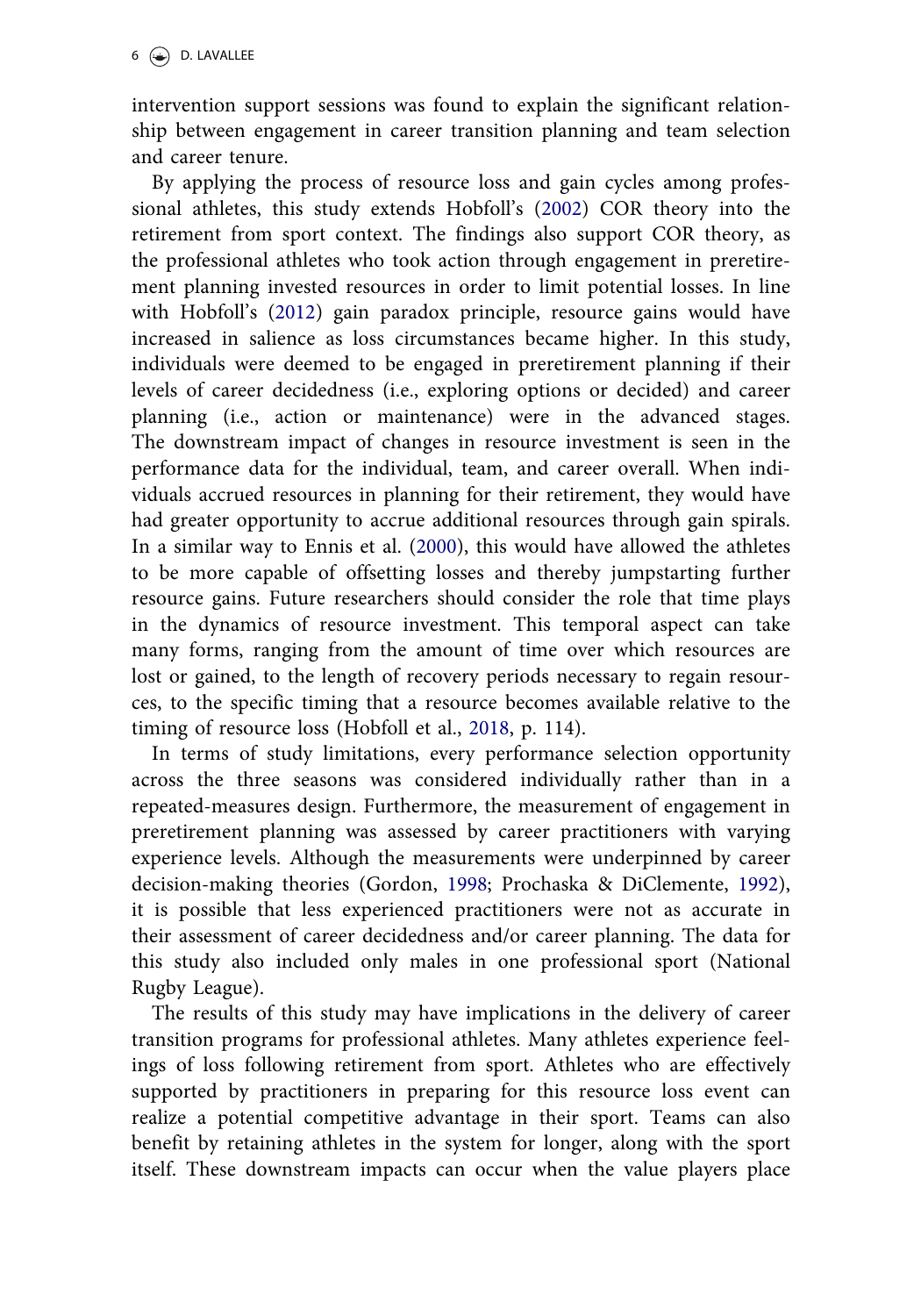intervention support sessions was found to explain the significant relationship between engagement in career transition planning and team selection and career tenure.

By applying the process of resource loss and gain cycles among professional athletes, this study extends Hobfoll's (2002) COR theory into the retirement from sport context. The findings also support COR theory, as the professional athletes who took action through engagement in preretirement planning invested resources in order to limit potential losses. In line with Hobfoll's (2012) gain paradox principle, resource gains would have increased in salience as loss circumstances became higher. In this study, individuals were deemed to be engaged in preretirement planning if their levels of career decidedness (i.e., exploring options or decided) and career planning (i.e., action or maintenance) were in the advanced stages. The downstream impact of changes in resource investment is seen in the performance data for the individual, team, and career overall. When individuals accrued resources in planning for their retirement, they would have had greater opportunity to accrue additional resources through gain spirals. In a similar way to Ennis et al. (2000), this would have allowed the athletes to be more capable of offsetting losses and thereby jumpstarting further resource gains. Future researchers should consider the role that time plays in the dynamics of resource investment. This temporal aspect can take many forms, ranging from the amount of time over which resources are lost or gained, to the length of recovery periods necessary to regain resources, to the specific timing that a resource becomes available relative to the timing of resource loss (Hobfoll et al., 2018, p. 114).

In terms of study limitations, every performance selection opportunity across the three seasons was considered individually rather than in a repeated-measures design. Furthermore, the measurement of engagement in preretirement planning was assessed by career practitioners with varying experience levels. Although the measurements were underpinned by career decision-making theories (Gordon, 1998; Prochaska & DiClemente, 1992), it is possible that less experienced practitioners were not as accurate in their assessment of career decidedness and/or career planning. The data for this study also included only males in one professional sport (National Rugby League).

The results of this study may have implications in the delivery of career transition programs for professional athletes. Many athletes experience feelings of loss following retirement from sport. Athletes who are effectively supported by practitioners in preparing for this resource loss event can realize a potential competitive advantage in their sport. Teams can also benefit by retaining athletes in the system for longer, along with the sport itself. These downstream impacts can occur when the value players place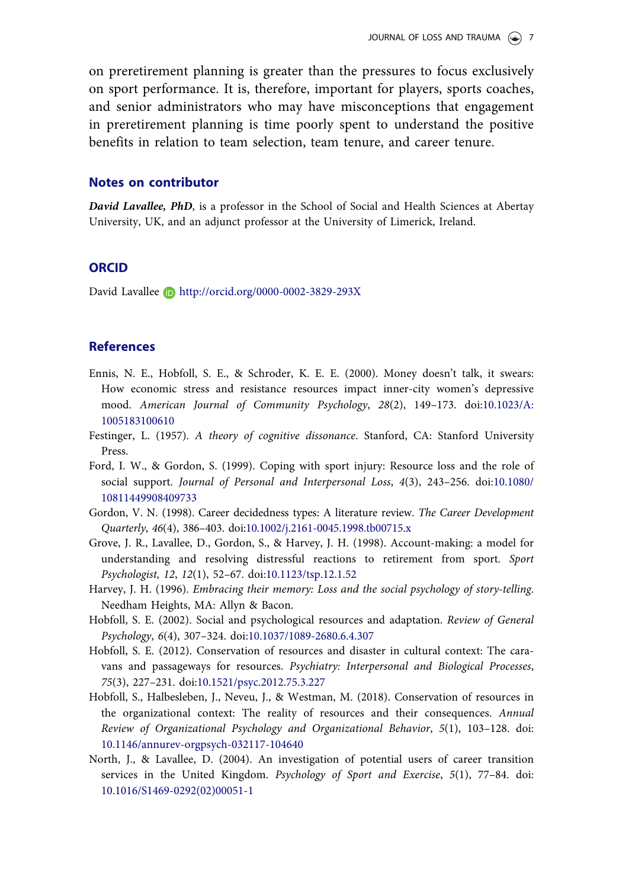on preretirement planning is greater than the pressures to focus exclusively on sport performance. It is, therefore, important for players, sports coaches, and senior administrators who may have misconceptions that engagement in preretirement planning is time poorly spent to understand the positive benefits in relation to team selection, team tenure, and career tenure.

## Notes on contributor

***David Lavallee, PhD***, is a professor in the School of Social and Health Sciences at Abertay University, UK, and an adjunct professor at the University of Limerick, Ireland.

## ORCID

David Lavallee http://orcid.org/0000-0002-3829-293X

## References

Ennis, N. E., Hobfoll, S. E., & Schroder, K. E. E. (2000). Money doesn't talk, it swears: How economic stress and resistance resources impact inner-city women's depressive mood. *American Journal of Community Psychology*, *28*(2), 149–173. doi:10.1023/A:1005183100610

Festinger, L. (1957). *A theory of cognitive dissonance*. Stanford, CA: Stanford University Press.

Ford, I. W., & Gordon, S. (1999). Coping with sport injury: Resource loss and the role of social support. *Journal of Personal and Interpersonal Loss*, *4*(3), 243–256. doi:10.1080/10811449908409733

Gordon, V. N. (1998). Career decidedness types: A literature review. *The Career Development Quarterly*, *46*(4), 386–403. doi:10.1002/j.2161-0045.1998.tb00715.x

Grove, J. R., Lavallee, D., Gordon, S., & Harvey, J. H. (1998). Account-making: a model for understanding and resolving distressful reactions to retirement from sport. *Sport Psychologist, 12*, *12*(1), 52–67. doi:10.1123/tsp.12.1.52

Harvey, J. H. (1996). *Embracing their memory: Loss and the social psychology of story-telling*. Needham Heights, MA: Allyn & Bacon.

Hobfoll, S. E. (2002). Social and psychological resources and adaptation. *Review of General Psychology*, *6*(4), 307–324. doi:10.1037/1089-2680.6.4.307

Hobfoll, S. E. (2012). Conservation of resources and disaster in cultural context: The caravans and passageways for resources. *Psychiatry: Interpersonal and Biological Processes*, *75*(3), 227–231. doi:10.1521/psyc.2012.75.3.227

Hobfoll, S., Halbesleben, J., Neveu, J., & Westman, M. (2018). Conservation of resources in the organizational context: The reality of resources and their consequences. *Annual Review of Organizational Psychology and Organizational Behavior*, *5*(1), 103–128. doi:10.1146/annurev-orgpsych-032117-104640

North, J., & Lavallee, D. (2004). An investigation of potential users of career transition services in the United Kingdom. *Psychology of Sport and Exercise*, *5*(1), 77–84. doi:10.1016/S1469-0292(02)00051-1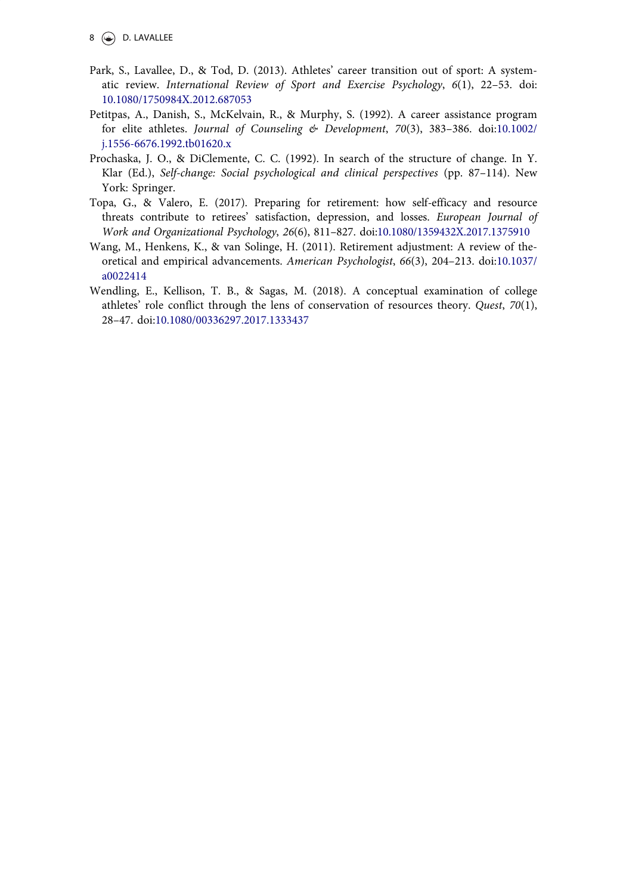Park, S., Lavallee, D., & Tod, D. (2013). Athletes' career transition out of sport: A systematic review. *International Review of Sport and Exercise Psychology*, *6*(1), 22–53. doi: 10.1080/1750984X.2012.687053

Petitpas, A., Danish, S., McKelvain, R., & Murphy, S. (1992). A career assistance program for elite athletes. *Journal of Counseling & Development*, *70*(3), 383–386. doi:10.1002/j.1556-6676.1992.tb01620.x

Prochaska, J. O., & DiClemente, C. C. (1992). In search of the structure of change. In Y. Klar (Ed.), *Self-change: Social psychological and clinical perspectives* (pp. 87–114). New York: Springer.

Topa, G., & Valero, E. (2017). Preparing for retirement: how self-efficacy and resource threats contribute to retirees' satisfaction, depression, and losses. *European Journal of Work and Organizational Psychology*, *26*(6), 811–827. doi:10.1080/1359432X.2017.1375910

Wang, M., Henkens, K., & van Solinge, H. (2011). Retirement adjustment: A review of theoretical and empirical advancements. *American Psychologist*, *66*(3), 204–213. doi:10.1037/a0022414

Wendling, E., Kellison, T. B., & Sagas, M. (2018). A conceptual examination of college athletes' role conflict through the lens of conservation of resources theory. *Quest*, *70*(1), 28–47. doi:10.1080/00336297.2017.1333437